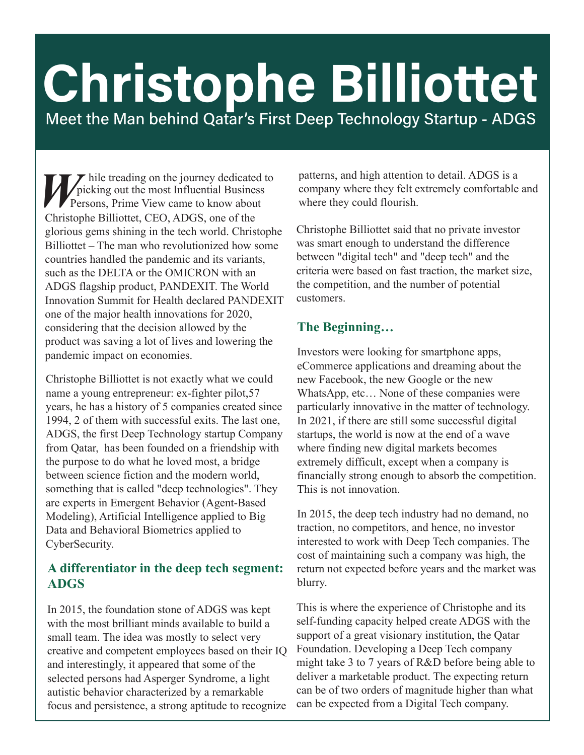# Christophe Billiottet

## Meet the Man behind Qatar's First Deep Technology Startup - ADGS

While treading on the journey dedicated to picking out the most Influential Business Persons, Prime View came to know about Christophe Billiottet, CEO, ADGS, one of the glorious gems shining in the tech world. Christophe Billiottet – The man who revolutionized how some countries handled the pandemic and its variants, such as the DELTA or the OMICRON with an ADGS flagship product, PANDEXIT. The World Innovation Summit for Health declared PANDEXIT one of the major health innovations for 2020, considering that the decision allowed by the product was saving a lot of lives and lowering the pandemic impact on economies.

Christophe Billiottet is not exactly what we could name a young entrepreneur: ex-fighter pilot,57 years, he has a history of 5 companies created since 1994, 2 of them with successful exits. The last one, ADGS, the first Deep Technology startup Company from Qatar, has been founded on a friendship with the purpose to do what he loved most, a bridge between science fiction and the modern world, something that is called "deep technologies". They are experts in Emergent Behavior (Agent-Based Modeling), Artificial Intelligence applied to Big Data and Behavioral Biometrics applied to CyberSecurity.

### A differentiator in the deep tech segment: ADGS

In 2015, the foundation stone of ADGS was kept with the most brilliant minds available to build a small team. The idea was mostly to select very creative and competent employees based on their IQ and interestingly, it appeared that some of the selected persons had Asperger Syndrome, a light autistic behavior characterized by a remarkable focus and persistence, a strong aptitude to recognize patterns, and high attention to detail. ADGS is a company where they felt extremely comfortable and where they could flourish.

Christophe Billiottet said that no private investor was smart enough to understand the difference between "digital tech" and "deep tech" and the criteria were based on fast traction, the market size, the competition, and the number of potential customers.

### The Beginning…

Investors were looking for smartphone apps, eCommerce applications and dreaming about the new Facebook, the new Google or the new WhatsApp, etc… None of these companies were particularly innovative in the matter of technology. In 2021, if there are still some successful digital startups, the world is now at the end of a wave where finding new digital markets becomes extremely difficult, except when a company is financially strong enough to absorb the competition. This is not innovation.

In 2015, the deep tech industry had no demand, no traction, no competitors, and hence, no investor interested to work with Deep Tech companies. The cost of maintaining such a company was high, the return not expected before years and the market was blurry.

This is where the experience of Christophe and its self-funding capacity helped create ADGS with the support of a great visionary institution, the Qatar Foundation. Developing a Deep Tech company might take 3 to 7 years of R&D before being able to deliver a marketable product. The expecting return can be of two orders of magnitude higher than what can be expected from a Digital Tech company.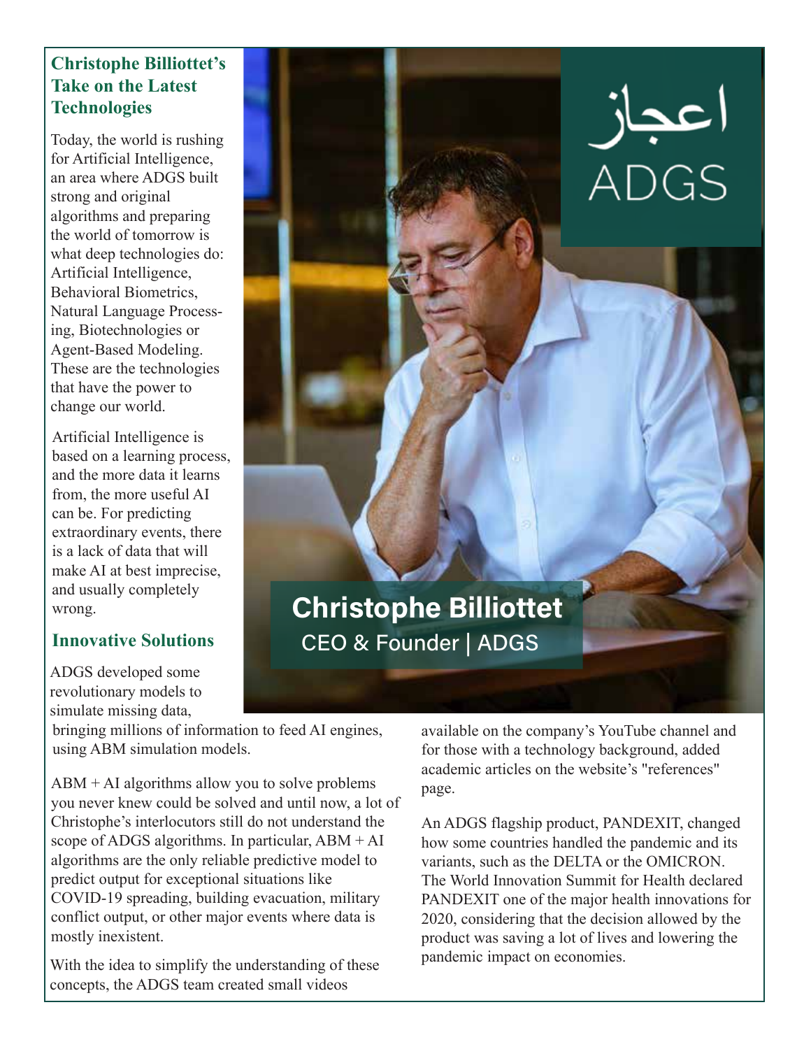## Christophe Billiottet's Take on the Latest Technologies

Today, the world is rushing for Artificial Intelligence, an area where ADGS built strong and original algorithms and preparing the world of tomorrow is what deep technologies do: Artificial Intelligence, Behavioral Biometrics, Natural Language Processing, Biotechnologies or Agent-Based Modeling. These are the technologies that have the power to change our world.

Artificial Intelligence is based on a learning process, and the more data it learns from, the more useful AI can be. For predicting extraordinary events, there is a lack of data that will make AI at best imprecise, and usually completely wrong.

اعجاز
ADGS

**Christophe Billiottet**
CEO & Founder | ADGS

## Innovative Solutions

ADGS developed some revolutionary models to simulate missing data, bringing millions of information to feed AI engines, using ABM simulation models.

ABM + AI algorithms allow you to solve problems you never knew could be solved and until now, a lot of Christophe's interlocutors still do not understand the scope of ADGS algorithms. In particular, ABM + AI algorithms are the only reliable predictive model to predict output for exceptional situations like COVID-19 spreading, building evacuation, military conflict output, or other major events where data is mostly inexistent.

With the idea to simplify the understanding of these concepts, the ADGS team created small videos available on the company's YouTube channel and for those with a technology background, added academic articles on the website's "references" page.

An ADGS flagship product, PANDEXIT, changed how some countries handled the pandemic and its variants, such as the DELTA or the OMICRON. The World Innovation Summit for Health declared PANDEXIT one of the major health innovations for 2020, considering that the decision allowed by the product was saving a lot of lives and lowering the pandemic impact on economies.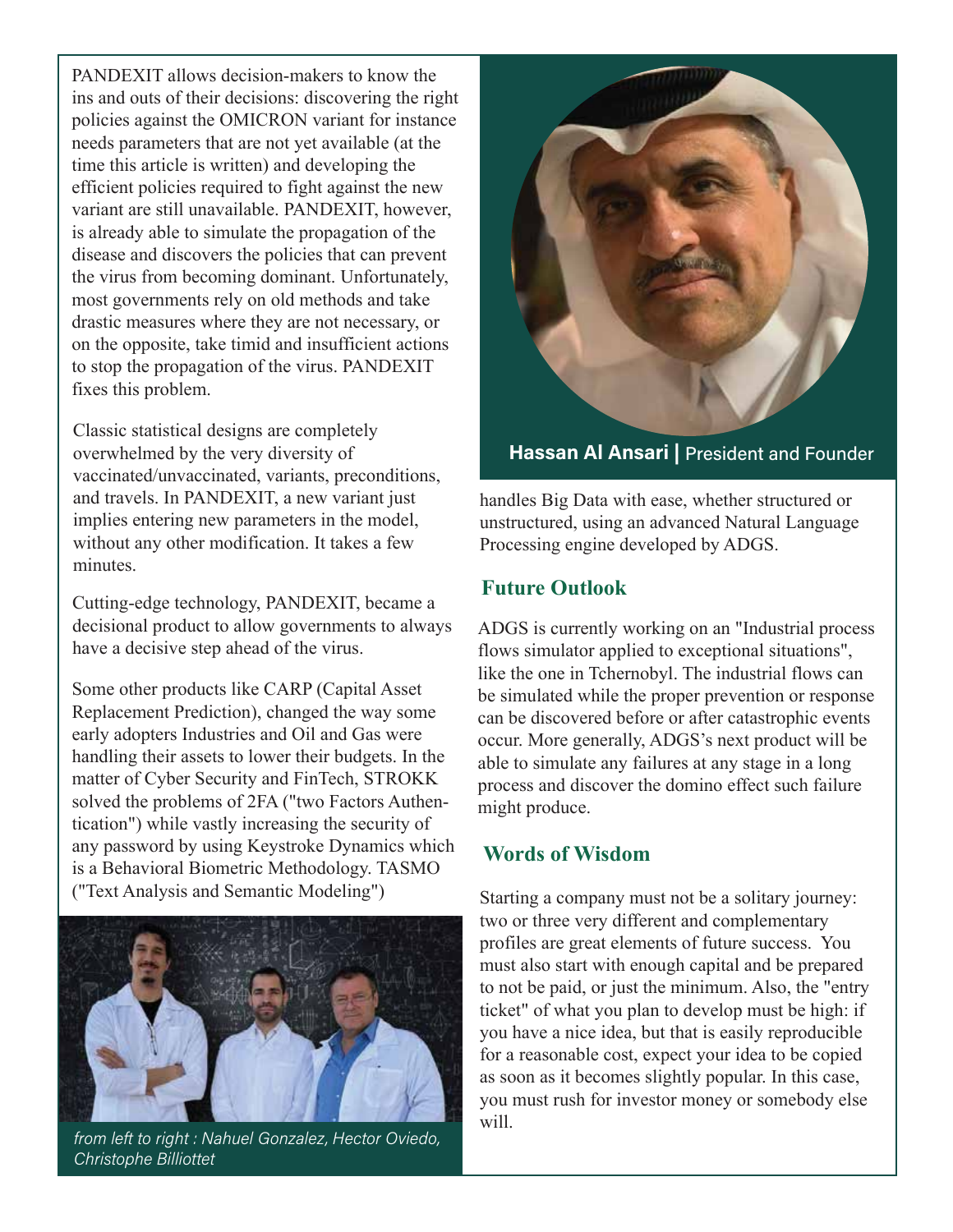PANDEXIT allows decision-makers to know the ins and outs of their decisions: discovering the right policies against the OMICRON variant for instance needs parameters that are not yet available (at the time this article is written) and developing the efficient policies required to fight against the new variant are still unavailable. PANDEXIT, however, is already able to simulate the propagation of the disease and discovers the policies that can prevent the virus from becoming dominant. Unfortunately, most governments rely on old methods and take drastic measures where they are not necessary, or on the opposite, take timid and insufficient actions to stop the propagation of the virus. PANDEXIT fixes this problem.

Classic statistical designs are completely overwhelmed by the very diversity of vaccinated/unvaccinated, variants, preconditions, and travels. In PANDEXIT, a new variant just implies entering new parameters in the model, without any other modification. It takes a few minutes.

Cutting-edge technology, PANDEXIT, became a decisional product to allow governments to always have a decisive step ahead of the virus.

Some other products like CARP (Capital Asset Replacement Prediction), changed the way some early adopters Industries and Oil and Gas were handling their assets to lower their budgets. In the matter of Cyber Security and FinTech, STROKK solved the problems of 2FA ("two Factors Authentication") while vastly increasing the security of any password by using Keystroke Dynamics which is a Behavioral Biometric Methodology. TASMO ("Text Analysis and Semantic Modeling") handles Big Data with ease, whether structured or unstructured, using an advanced Natural Language Processing engine developed by ADGS.

*from left to right : Nahuel Gonzalez, Hector Oviedo, Christophe Billiottet*

**Hassan Al Ansari |** President and Founder

## Future Outlook

ADGS is currently working on an "Industrial process flows simulator applied to exceptional situations", like the one in Tchernobyl. The industrial flows can be simulated while the proper prevention or response can be discovered before or after catastrophic events occur. More generally, ADGS's next product will be able to simulate any failures at any stage in a long process and discover the domino effect such failure might produce.

## Words of Wisdom

Starting a company must not be a solitary journey: two or three very different and complementary profiles are great elements of future success. You must also start with enough capital and be prepared to not be paid, or just the minimum. Also, the "entry ticket" of what you plan to develop must be high: if you have a nice idea, but that is easily reproducible for a reasonable cost, expect your idea to be copied as soon as it becomes slightly popular. In this case, you must rush for investor money or somebody else will.